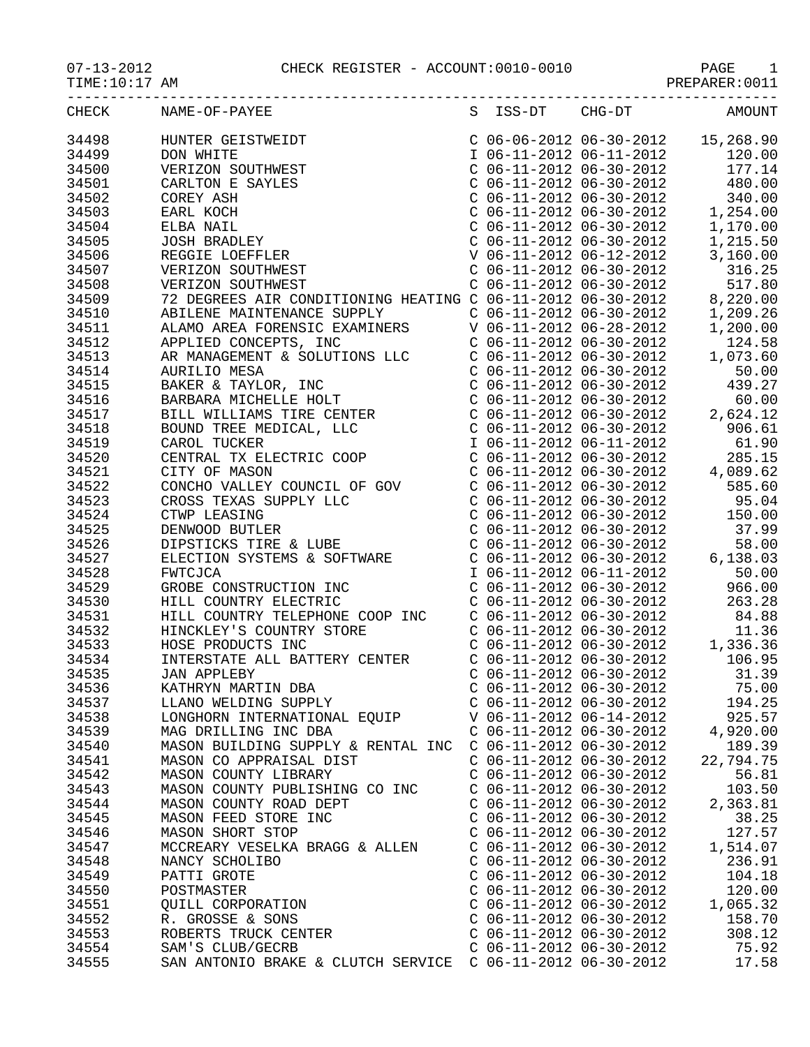07-13-2012 CHECK REGISTER - ACCOUNT:0010-0010 PAGE 1
TIME:10:17 AM PREPARER:0011

| CHECK | NAME-OF-PAYEE | S | ISS-DT | CHG-DT | AMOUNT |
|---|---|---|---|---|---|
| 34498 | HUNTER GEISTWEIDT | C | 06-06-2012 | 06-30-2012 | 15,268.90 |
| 34499 | DON WHITE | I | 06-11-2012 | 06-11-2012 | 120.00 |
| 34500 | VERIZON SOUTHWEST | C | 06-11-2012 | 06-30-2012 | 177.14 |
| 34501 | CARLTON E SAYLES | C | 06-11-2012 | 06-30-2012 | 480.00 |
| 34502 | COREY ASH | C | 06-11-2012 | 06-30-2012 | 340.00 |
| 34503 | EARL KOCH | C | 06-11-2012 | 06-30-2012 | 1,254.00 |
| 34504 | ELBA NAIL | C | 06-11-2012 | 06-30-2012 | 1,170.00 |
| 34505 | JOSH BRADLEY | C | 06-11-2012 | 06-30-2012 | 1,215.50 |
| 34506 | REGGIE LOEFFLER | V | 06-11-2012 | 06-12-2012 | 3,160.00 |
| 34507 | VERIZON SOUTHWEST | C | 06-11-2012 | 06-30-2012 | 316.25 |
| 34508 | VERIZON SOUTHWEST | C | 06-11-2012 | 06-30-2012 | 517.80 |
| 34509 | 72 DEGREES AIR CONDITIONING HEATING | C | 06-11-2012 | 06-30-2012 | 8,220.00 |
| 34510 | ABILENE MAINTENANCE SUPPLY | C | 06-11-2012 | 06-30-2012 | 1,209.26 |
| 34511 | ALAMO AREA FORENSIC EXAMINERS | V | 06-11-2012 | 06-28-2012 | 1,200.00 |
| 34512 | APPLIED CONCEPTS, INC | C | 06-11-2012 | 06-30-2012 | 124.58 |
| 34513 | AR MANAGEMENT & SOLUTIONS LLC | C | 06-11-2012 | 06-30-2012 | 1,073.60 |
| 34514 | AURILIO MESA | C | 06-11-2012 | 06-30-2012 | 50.00 |
| 34515 | BAKER & TAYLOR, INC | C | 06-11-2012 | 06-30-2012 | 439.27 |
| 34516 | BARBARA MICHELLE HOLT | C | 06-11-2012 | 06-30-2012 | 60.00 |
| 34517 | BILL WILLIAMS TIRE CENTER | C | 06-11-2012 | 06-30-2012 | 2,624.12 |
| 34518 | BOUND TREE MEDICAL, LLC | C | 06-11-2012 | 06-30-2012 | 906.61 |
| 34519 | CAROL TUCKER | I | 06-11-2012 | 06-11-2012 | 61.90 |
| 34520 | CENTRAL TX ELECTRIC COOP | C | 06-11-2012 | 06-30-2012 | 285.15 |
| 34521 | CITY OF MASON | C | 06-11-2012 | 06-30-2012 | 4,089.62 |
| 34522 | CONCHO VALLEY COUNCIL OF GOV | C | 06-11-2012 | 06-30-2012 | 585.60 |
| 34523 | CROSS TEXAS SUPPLY LLC | C | 06-11-2012 | 06-30-2012 | 95.04 |
| 34524 | CTWP LEASING | C | 06-11-2012 | 06-30-2012 | 150.00 |
| 34525 | DENWOOD BUTLER | C | 06-11-2012 | 06-30-2012 | 37.99 |
| 34526 | DIPSTICKS TIRE & LUBE | C | 06-11-2012 | 06-30-2012 | 58.00 |
| 34527 | ELECTION SYSTEMS & SOFTWARE | C | 06-11-2012 | 06-30-2012 | 6,138.03 |
| 34528 | FWTCJCA | I | 06-11-2012 | 06-11-2012 | 50.00 |
| 34529 | GROBE CONSTRUCTION INC | C | 06-11-2012 | 06-30-2012 | 966.00 |
| 34530 | HILL COUNTRY ELECTRIC | C | 06-11-2012 | 06-30-2012 | 263.28 |
| 34531 | HILL COUNTRY TELEPHONE COOP INC | C | 06-11-2012 | 06-30-2012 | 84.88 |
| 34532 | HINCKLEY'S COUNTRY STORE | C | 06-11-2012 | 06-30-2012 | 11.36 |
| 34533 | HOSE PRODUCTS INC | C | 06-11-2012 | 06-30-2012 | 1,336.36 |
| 34534 | INTERSTATE ALL BATTERY CENTER | C | 06-11-2012 | 06-30-2012 | 106.95 |
| 34535 | JAN APPLEBY | C | 06-11-2012 | 06-30-2012 | 31.39 |
| 34536 | KATHRYN MARTIN DBA | C | 06-11-2012 | 06-30-2012 | 75.00 |
| 34537 | LLANO WELDING SUPPLY | C | 06-11-2012 | 06-30-2012 | 194.25 |
| 34538 | LONGHORN INTERNATIONAL EQUIP | V | 06-11-2012 | 06-14-2012 | 925.57 |
| 34539 | MAG DRILLING INC DBA | C | 06-11-2012 | 06-30-2012 | 4,920.00 |
| 34540 | MASON BUILDING SUPPLY & RENTAL INC | C | 06-11-2012 | 06-30-2012 | 189.39 |
| 34541 | MASON CO APPRAISAL DIST | C | 06-11-2012 | 06-30-2012 | 22,794.75 |
| 34542 | MASON COUNTY LIBRARY | C | 06-11-2012 | 06-30-2012 | 56.81 |
| 34543 | MASON COUNTY PUBLISHING CO INC | C | 06-11-2012 | 06-30-2012 | 103.50 |
| 34544 | MASON COUNTY ROAD DEPT | C | 06-11-2012 | 06-30-2012 | 2,363.81 |
| 34545 | MASON FEED STORE INC | C | 06-11-2012 | 06-30-2012 | 38.25 |
| 34546 | MASON SHORT STOP | C | 06-11-2012 | 06-30-2012 | 127.57 |
| 34547 | MCCREARY VESELKA BRAGG & ALLEN | C | 06-11-2012 | 06-30-2012 | 1,514.07 |
| 34548 | NANCY SCHOLIBO | C | 06-11-2012 | 06-30-2012 | 236.91 |
| 34549 | PATTI GROTE | C | 06-11-2012 | 06-30-2012 | 104.18 |
| 34550 | POSTMASTER | C | 06-11-2012 | 06-30-2012 | 120.00 |
| 34551 | QUILL CORPORATION | C | 06-11-2012 | 06-30-2012 | 1,065.32 |
| 34552 | R. GROSSE & SONS | C | 06-11-2012 | 06-30-2012 | 158.70 |
| 34553 | ROBERTS TRUCK CENTER | C | 06-11-2012 | 06-30-2012 | 308.12 |
| 34554 | SAM'S CLUB/GECRB | C | 06-11-2012 | 06-30-2012 | 75.92 |
| 34555 | SAN ANTONIO BRAKE & CLUTCH SERVICE | C | 06-11-2012 | 06-30-2012 | 17.58 |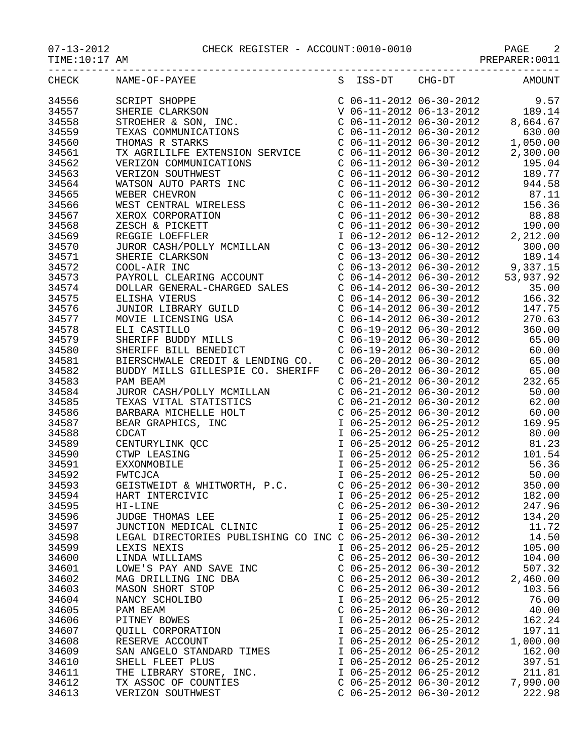CHECK REGISTER - ACCOUNT:0010-0010

PREPARER:0011

| CHECK | NAME-OF-PAYEE | S | ISS-DT | CHG-DT | AMOUNT |
|---|---|---|---|---|---|
| 34556 | SCRIPT SHOPPE | C | 06-11-2012 | 06-30-2012 | 9.57 |
| 34557 | SHERIE CLARKSON | V | 06-11-2012 | 06-13-2012 | 189.14 |
| 34558 | STROEHER & SON, INC. | C | 06-11-2012 | 06-30-2012 | 8,664.67 |
| 34559 | TEXAS COMMUNICATIONS | C | 06-11-2012 | 06-30-2012 | 630.00 |
| 34560 | THOMAS R STARKS | C | 06-11-2012 | 06-30-2012 | 1,050.00 |
| 34561 | TX AGRILILFE EXTENSION SERVICE | C | 06-11-2012 | 06-30-2012 | 2,300.00 |
| 34562 | VERIZON COMMUNICATIONS | C | 06-11-2012 | 06-30-2012 | 195.04 |
| 34563 | VERIZON SOUTHWEST | C | 06-11-2012 | 06-30-2012 | 189.77 |
| 34564 | WATSON AUTO PARTS INC | C | 06-11-2012 | 06-30-2012 | 944.58 |
| 34565 | WEBER CHEVRON | C | 06-11-2012 | 06-30-2012 | 87.11 |
| 34566 | WEST CENTRAL WIRELESS | C | 06-11-2012 | 06-30-2012 | 156.36 |
| 34567 | XEROX CORPORATION | C | 06-11-2012 | 06-30-2012 | 88.88 |
| 34568 | ZESCH & PICKETT | C | 06-11-2012 | 06-30-2012 | 190.00 |
| 34569 | REGGIE LOEFFLER | I | 06-12-2012 | 06-12-2012 | 2,212.00 |
| 34570 | JUROR CASH/POLLY MCMILLAN | C | 06-13-2012 | 06-30-2012 | 300.00 |
| 34571 | SHERIE CLARKSON | C | 06-13-2012 | 06-30-2012 | 189.14 |
| 34572 | COOL-AIR INC | C | 06-13-2012 | 06-30-2012 | 9,337.15 |
| 34573 | PAYROLL CLEARING ACCOUNT | C | 06-14-2012 | 06-30-2012 | 53,937.92 |
| 34574 | DOLLAR GENERAL-CHARGED SALES | C | 06-14-2012 | 06-30-2012 | 35.00 |
| 34575 | ELISHA VIERUS | C | 06-14-2012 | 06-30-2012 | 166.32 |
| 34576 | JUNIOR LIBRARY GUILD | C | 06-14-2012 | 06-30-2012 | 147.75 |
| 34577 | MOVIE LICENSING USA | C | 06-14-2012 | 06-30-2012 | 270.63 |
| 34578 | ELI CASTILLO | C | 06-19-2012 | 06-30-2012 | 360.00 |
| 34579 | SHERIFF BUDDY MILLS | C | 06-19-2012 | 06-30-2012 | 65.00 |
| 34580 | SHERIFF BILL BENEDICT | C | 06-19-2012 | 06-30-2012 | 60.00 |
| 34581 | BIERSCHWALE CREDIT & LENDING CO. | C | 06-20-2012 | 06-30-2012 | 65.00 |
| 34582 | BUDDY MILLS GILLESPIE CO. SHERIFF | C | 06-20-2012 | 06-30-2012 | 65.00 |
| 34583 | PAM BEAM | C | 06-21-2012 | 06-30-2012 | 232.65 |
| 34584 | JUROR CASH/POLLY MCMILLAN | C | 06-21-2012 | 06-30-2012 | 50.00 |
| 34585 | TEXAS VITAL STATISTICS | C | 06-21-2012 | 06-30-2012 | 62.00 |
| 34586 | BARBARA MICHELLE HOLT | C | 06-25-2012 | 06-30-2012 | 60.00 |
| 34587 | BEAR GRAPHICS, INC | I | 06-25-2012 | 06-25-2012 | 169.95 |
| 34588 | CDCAT | I | 06-25-2012 | 06-25-2012 | 80.00 |
| 34589 | CENTURYLINK QCC | I | 06-25-2012 | 06-25-2012 | 81.23 |
| 34590 | CTWP LEASING | I | 06-25-2012 | 06-25-2012 | 101.54 |
| 34591 | EXXONMOBILE | I | 06-25-2012 | 06-25-2012 | 56.36 |
| 34592 | FWTCJCA | I | 06-25-2012 | 06-25-2012 | 50.00 |
| 34593 | GEISTWEIDT & WHITWORTH, P.C. | C | 06-25-2012 | 06-30-2012 | 350.00 |
| 34594 | HART INTERCIVIC | I | 06-25-2012 | 06-25-2012 | 182.00 |
| 34595 | HI-LINE | C | 06-25-2012 | 06-30-2012 | 247.96 |
| 34596 | JUDGE THOMAS LEE | I | 06-25-2012 | 06-25-2012 | 134.20 |
| 34597 | JUNCTION MEDICAL CLINIC | I | 06-25-2012 | 06-25-2012 | 11.72 |
| 34598 | LEGAL DIRECTORIES PUBLISHING CO INC | C | 06-25-2012 | 06-30-2012 | 14.50 |
| 34599 | LEXIS NEXIS | I | 06-25-2012 | 06-25-2012 | 105.00 |
| 34600 | LINDA WILLIAMS | C | 06-25-2012 | 06-30-2012 | 104.00 |
| 34601 | LOWE'S PAY AND SAVE INC | C | 06-25-2012 | 06-30-2012 | 507.32 |
| 34602 | MAG DRILLING INC DBA | C | 06-25-2012 | 06-30-2012 | 2,460.00 |
| 34603 | MASON SHORT STOP | C | 06-25-2012 | 06-30-2012 | 103.56 |
| 34604 | NANCY SCHOLIBO | I | 06-25-2012 | 06-25-2012 | 76.00 |
| 34605 | PAM BEAM | C | 06-25-2012 | 06-30-2012 | 40.00 |
| 34606 | PITNEY BOWES | I | 06-25-2012 | 06-25-2012 | 162.24 |
| 34607 | QUILL CORPORATION | I | 06-25-2012 | 06-25-2012 | 197.11 |
| 34608 | RESERVE ACCOUNT | I | 06-25-2012 | 06-25-2012 | 1,000.00 |
| 34609 | SAN ANGELO STANDARD TIMES | I | 06-25-2012 | 06-25-2012 | 162.00 |
| 34610 | SHELL FLEET PLUS | I | 06-25-2012 | 06-25-2012 | 397.51 |
| 34611 | THE LIBRARY STORE, INC. | I | 06-25-2012 | 06-25-2012 | 211.81 |
| 34612 | TX ASSOC OF COUNTIES | C | 06-25-2012 | 06-30-2012 | 7,990.00 |
| 34613 | VERIZON SOUTHWEST | C | 06-25-2012 | 06-30-2012 | 222.98 |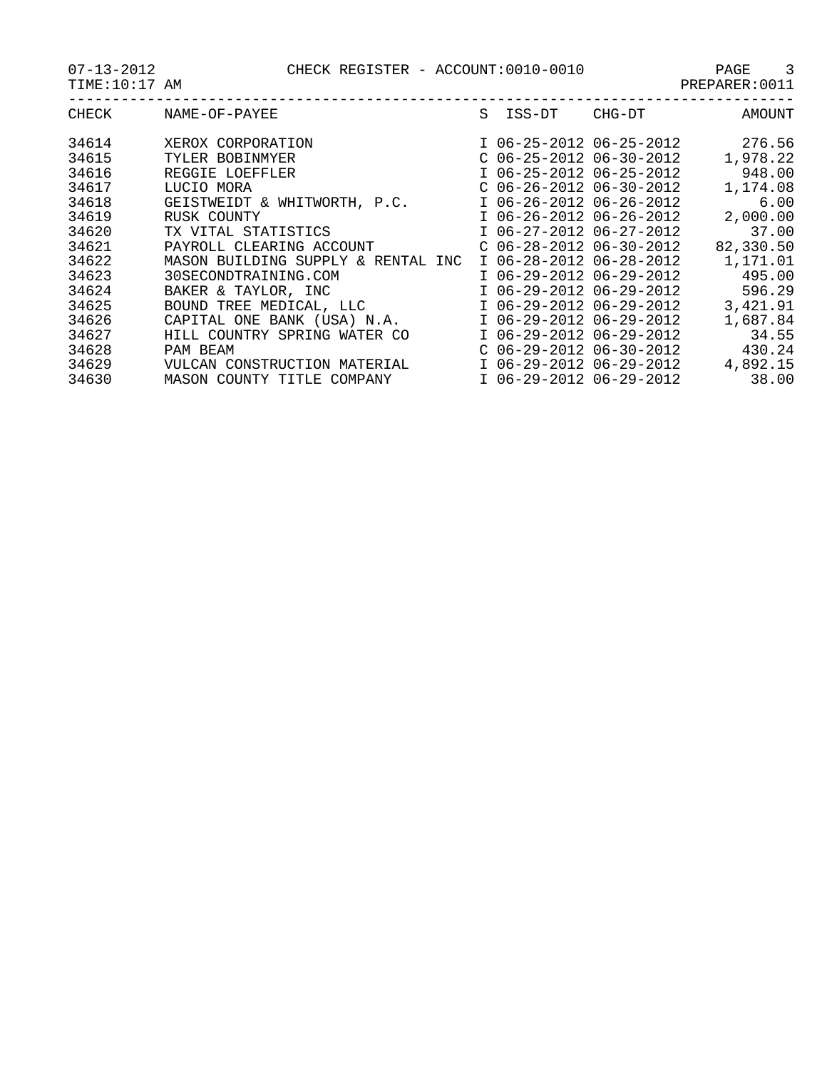07-13-2012 CHECK REGISTER - ACCOUNT:0010-0010
TIME:10:17 AM PREPARER:0011

| CHECK | NAME-OF-PAYEE | S | ISS-DT | CHG-DT | AMOUNT |
|---|---|---|---|---|---|
| 34614 | XEROX CORPORATION | I | 06-25-2012 | 06-25-2012 | 276.56 |
| 34615 | TYLER BOBINMYER | C | 06-25-2012 | 06-30-2012 | 1,978.22 |
| 34616 | REGGIE LOEFFLER | I | 06-25-2012 | 06-25-2012 | 948.00 |
| 34617 | LUCIO MORA | C | 06-26-2012 | 06-30-2012 | 1,174.08 |
| 34618 | GEISTWEIDT & WHITWORTH, P.C. | I | 06-26-2012 | 06-26-2012 | 6.00 |
| 34619 | RUSK COUNTY | I | 06-26-2012 | 06-26-2012 | 2,000.00 |
| 34620 | TX VITAL STATISTICS | I | 06-27-2012 | 06-27-2012 | 37.00 |
| 34621 | PAYROLL CLEARING ACCOUNT | C | 06-28-2012 | 06-30-2012 | 82,330.50 |
| 34622 | MASON BUILDING SUPPLY & RENTAL INC | I | 06-28-2012 | 06-28-2012 | 1,171.01 |
| 34623 | 30SECONDTRAINING.COM | I | 06-29-2012 | 06-29-2012 | 495.00 |
| 34624 | BAKER & TAYLOR, INC | I | 06-29-2012 | 06-29-2012 | 596.29 |
| 34625 | BOUND TREE MEDICAL, LLC | I | 06-29-2012 | 06-29-2012 | 3,421.91 |
| 34626 | CAPITAL ONE BANK (USA) N.A. | I | 06-29-2012 | 06-29-2012 | 1,687.84 |
| 34627 | HILL COUNTRY SPRING WATER CO | I | 06-29-2012 | 06-29-2012 | 34.55 |
| 34628 | PAM BEAM | C | 06-29-2012 | 06-30-2012 | 430.24 |
| 34629 | VULCAN CONSTRUCTION MATERIAL | I | 06-29-2012 | 06-29-2012 | 4,892.15 |
| 34630 | MASON COUNTY TITLE COMPANY | I | 06-29-2012 | 06-29-2012 | 38.00 |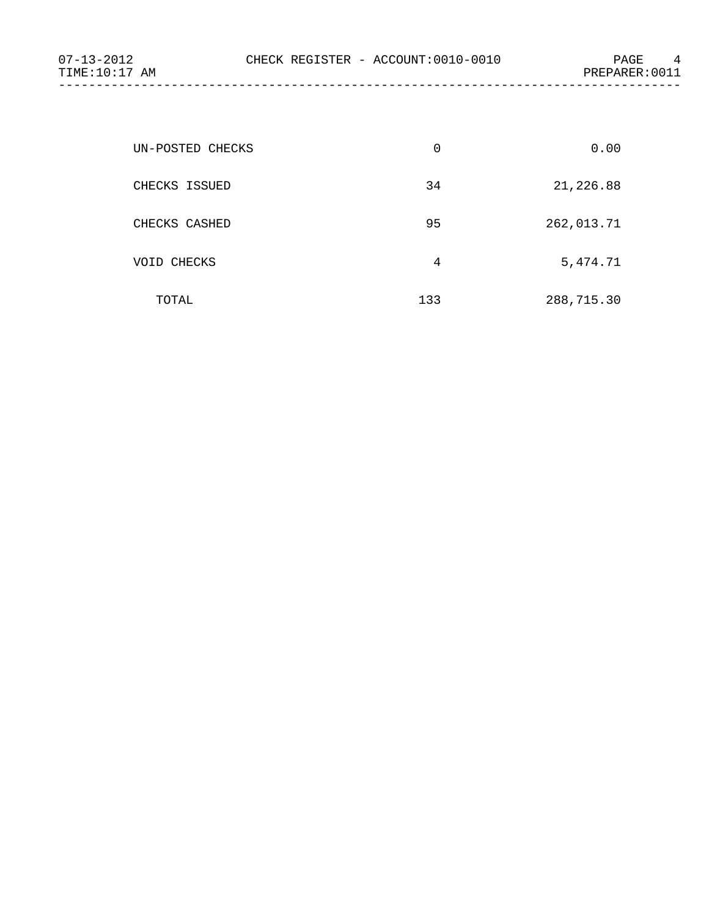| | | |
|---|---|---|
| UN-POSTED CHECKS | 0 | 0.00 |
| CHECKS ISSUED | 34 | 21,226.88 |
| CHECKS CASHED | 95 | 262,013.71 |
| VOID CHECKS | 4 | 5,474.71 |
| TOTAL | 133 | 288,715.30 |